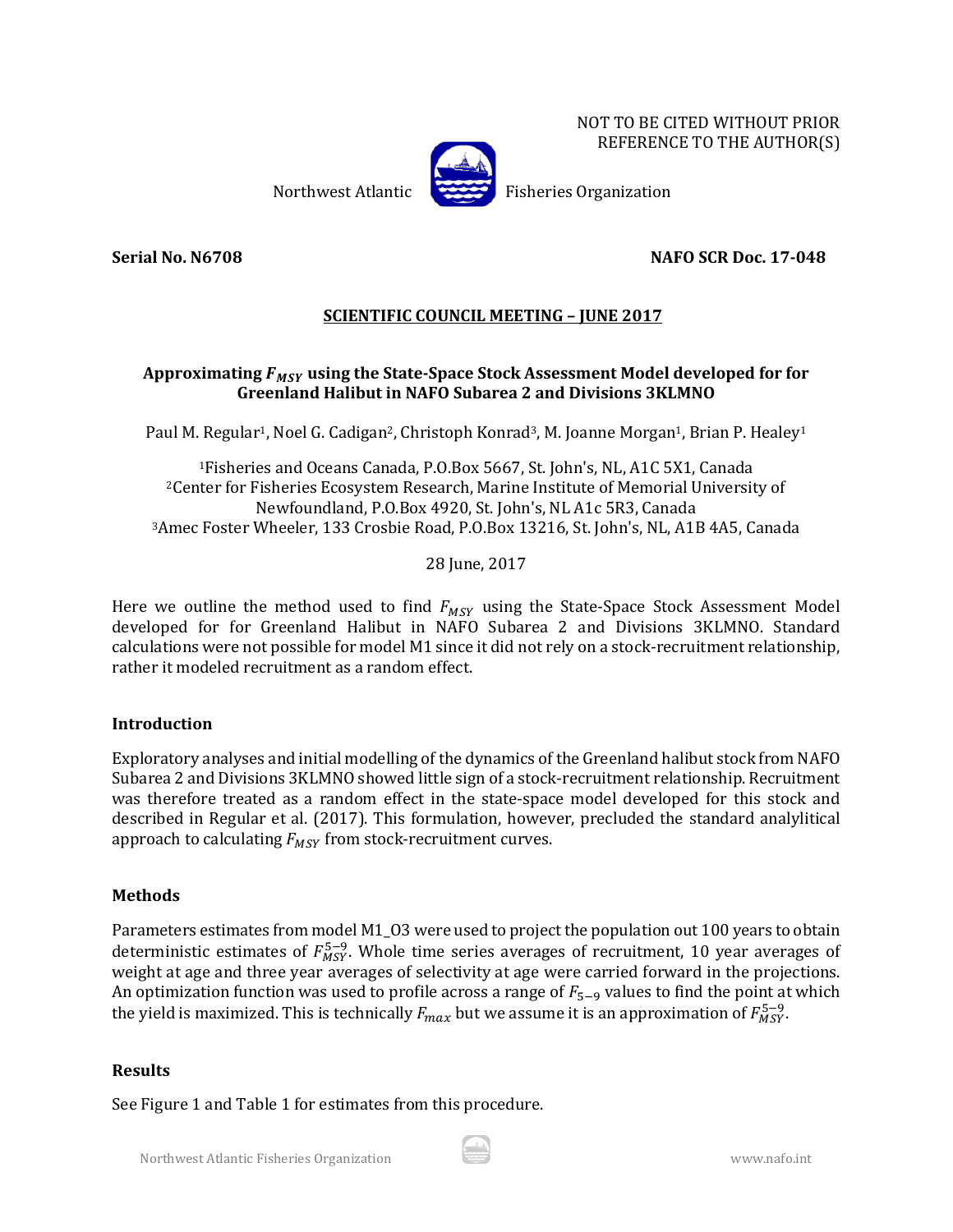NOT TO BE CITED WITHOUT PRIOR REFERENCE TO THE AUTHOR(S)

Northwest Atlantic Fisheries Organization

**Serial No. N6708** **NAFO SCR Doc. 17-048**

**SCIENTIFIC COUNCIL MEETING – JUNE 2017**

# Approximating $F_{MSY}$ using the State-Space Stock Assessment Model developed for for Greenland Halibut in NAFO Subarea 2 and Divisions 3KLMNO

Paul M. Regular[1], Noel G. Cadigan[2], Christoph Konrad[3], M. Joanne Morgan[1], Brian P. Healey[1]

[1]Fisheries and Oceans Canada, P.O.Box 5667, St. John's, NL, A1C 5X1, Canada
[2]Center for Fisheries Ecosystem Research, Marine Institute of Memorial University of Newfoundland, P.O.Box 4920, St. John's, NL A1c 5R3, Canada
[3]Amec Foster Wheeler, 133 Crosbie Road, P.O.Box 13216, St. John's, NL, A1B 4A5, Canada

28 June, 2017

Here we outline the method used to find $F_{MSY}$ using the State-Space Stock Assessment Model developed for for Greenland Halibut in NAFO Subarea 2 and Divisions 3KLMNO. Standard calculations were not possible for model M1 since it did not rely on a stock-recruitment relationship, rather it modeled recruitment as a random effect.

## Introduction

Exploratory analyses and initial modelling of the dynamics of the Greenland halibut stock from NAFO Subarea 2 and Divisions 3KLMNO showed little sign of a stock-recruitment relationship. Recruitment was therefore treated as a random effect in the state-space model developed for this stock and described in Regular et al. (2017). This formulation, however, precluded the standard analylitical approach to calculating $F_{MSY}$ from stock-recruitment curves.

## Methods

Parameters estimates from model M1_O3 were used to project the population out 100 years to obtain deterministic estimates of $F_{MSY}^{5-9}$. Whole time series averages of recruitment, 10 year averages of weight at age and three year averages of selectivity at age were carried forward in the projections. An optimization function was used to profile across a range of $F_{5-9}$ values to find the point at which the yield is maximized. This is technically $F_{max}$ but we assume it is an approximation of $F_{MSY}^{5-9}$.

## Results

See Figure 1 and Table 1 for estimates from this procedure.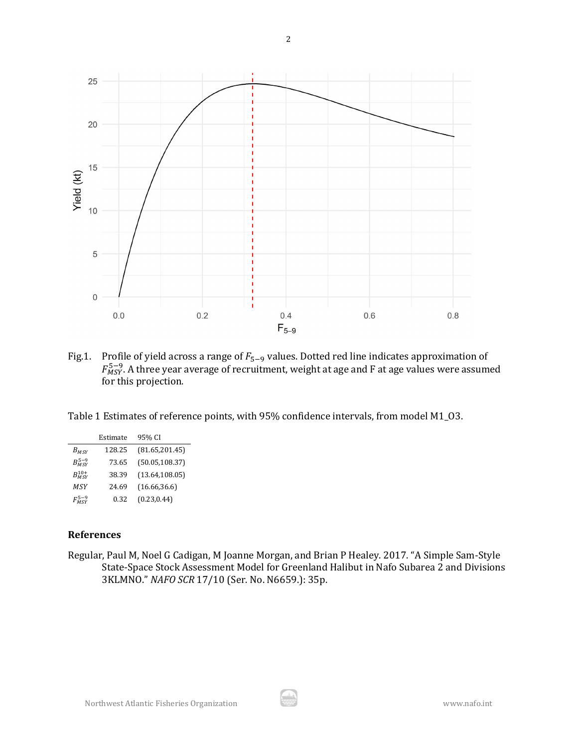Yield (kt)

25

20

15

10

5

0

0.0

0.2

0.4

0.6

0.8

$F_{5-9}$

Fig.1. Profile of yield across a range of $F_{5-9}$ values. Dotted red line indicates approximation of $F_{MSY}^{5-9}$. A three year average of recruitment, weight at age and F at age values were assumed for this projection.

Table 1 Estimates of reference points, with 95% confidence intervals, from model M1_O3.

| | Estimate | 95% CI |
|---|---|---|
| $B_{MSY}$ | 128.25 | (81.65,201.45) |
| $B_{MSY}^{5-9}$ | 73.65 | (50.05,108.37) |
| $B_{MSY}^{10+}$ | 38.39 | (13.64,108.05) |
| $MSY$ | 24.69 | (16.66,36.6) |
| $F_{MSY}^{5-9}$ | 0.32 | (0.23,0.44) |

## References

Regular, Paul M, Noel G Cadigan, M Joanne Morgan, and Brian P Healey. 2017. "A Simple Sam-Style State-Space Stock Assessment Model for Greenland Halibut in Nafo Subarea 2 and Divisions 3KLMNO." *NAFO SCR* 17/10 (Ser. No. N6659.): 35p.